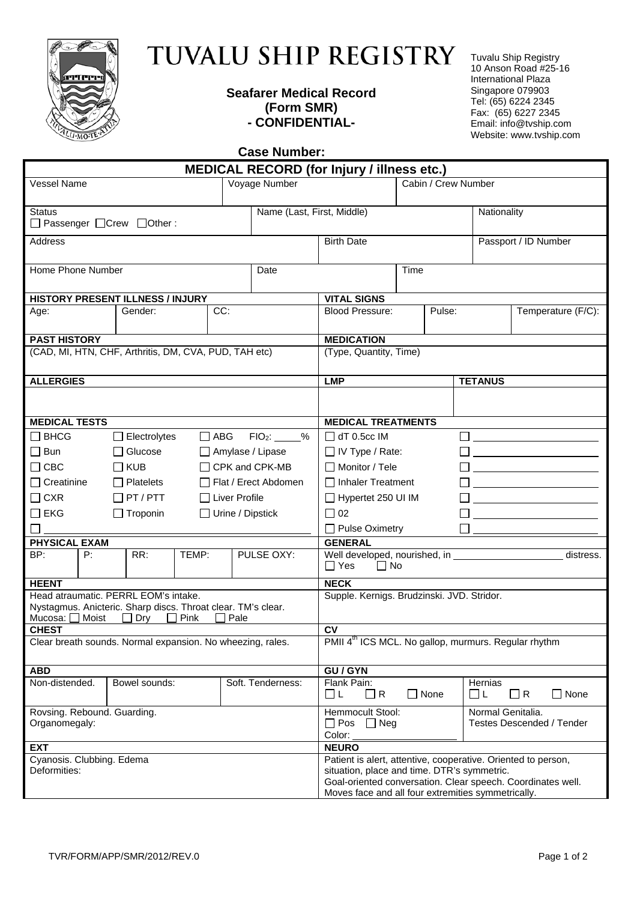# TUVALU SHIP REGISTRY

**Seafarer Medical Record (Form SMR) - CONFIDENTIAL-**

Tuvalu Ship Registry
10 Anson Road #25-16
International Plaza
Singapore 079903
Tel: (65) 6224 2345
Fax: (65) 6227 2345
Email: info@tvship.com
Website: www.tvship.com

**Case Number:**

## MEDICAL RECORD (for Injury / illness etc.)

| Vessel Name | Voyage Number | Cabin / Crew Number |
|---|---|---|
| | | |

| Status ☐ Passenger ☐ Crew ☐ Other : | Name (Last, First, Middle) | Nationality |
|---|---|---|
| | | |

| Address | Birth Date | Passport / ID Number |
|---|---|---|
| | | |

| Home Phone Number | Date | Time |
|---|---|---|
| | | |

| **HISTORY PRESENT ILLNESS / INJURY** | | | **VITAL SIGNS** | | |
|---|---|---|---|---|---|
| Age: | Gender: | CC: | Blood Pressure: | Pulse: | Temperature (F/C): |

| **PAST HISTORY** | **MEDICATION** |
|---|---|
| (CAD, MI, HTN, CHF, Arthritis, DM, CVA, PUD, TAH etc) | (Type, Quantity, Time) |

| **ALLERGIES** | **LMP** | **TETANUS** |
|---|---|---|
| | | |

| **MEDICAL TESTS** | | | **MEDICAL TREATMENTS** | |
|---|---|---|---|---|
| ☐ BHCG | ☐ Electrolytes | ☐ ABG FIO$_2$: _____% | ☐ dT 0.5cc IM | ☐ ________ |
| ☐ Bun | ☐ Glucose | ☐ Amylase / Lipase | ☐ IV Type / Rate: | ☐ ________ |
| ☐ CBC | ☐ KUB | ☐ CPK and CPK-MB | ☐ Monitor / Tele | ☐ ________ |
| ☐ Creatinine | ☐ Platelets | ☐ Flat / Erect Abdomen | ☐ Inhaler Treatment | ☐ ________ |
| ☐ CXR | ☐ PT / PTT | ☐ Liver Profile | ☐ Hypertet 250 UI IM | ☐ ________ |
| ☐ EKG | ☐ Troponin | ☐ Urine / Dipstick | ☐ 02 | ☐ ________ |
| ☐ ________ | | | ☐ Pulse Oximetry | ☐ ________ |

| **PHYSICAL EXAM** | | | | | **GENERAL** |
|---|---|---|---|---|---|
| BP: | P: | RR: | TEMP: | PULSE OXY: | Well developed, nourished, in ________ distress. ☐ Yes ☐ No |

| **HEENT** | **NECK** |
|---|---|
| Head atraumatic. PERRL EOM's intake. Nystagmus. Anicteric. Sharp discs. Throat clear. TM's clear. Mucosa: ☐ Moist ☐ Dry ☐ Pink ☐ Pale | Supple. Kernigs. Brudzinski. JVD. Stridor. |

| **CHEST** | **CV** |
|---|---|
| Clear breath sounds. Normal expansion. No wheezing, rales. | PMII 4th ICS MCL. No gallop, murmurs. Regular rhythm |

| **ABD** | | | **GU / GYN** | |
|---|---|---|---|---|
| Non-distended. | Bowel sounds: | Soft. Tenderness: | Flank Pain: ☐ L ☐ R ☐ None | Hernias ☐ L ☐ R ☐ None |
| Rovsing. Rebound. Guarding. Organomegaly: | | | Hemmocult Stool: ☐ Pos ☐ Neg Color: ________ | Normal Genitalia. Testes Descended / Tender |

| **EXT** | **NEURO** |
|---|---|
| Cyanosis. Clubbing. Edema Deformities: | Patient is alert, attentive, cooperative. Oriented to person, situation, place and time. DTR's symmetric. Goal-oriented conversation. Clear speech. Coordinates well. Moves face and all four extremities symmetrically. |

TVR/FORM/APP/SMR/2012/REV.0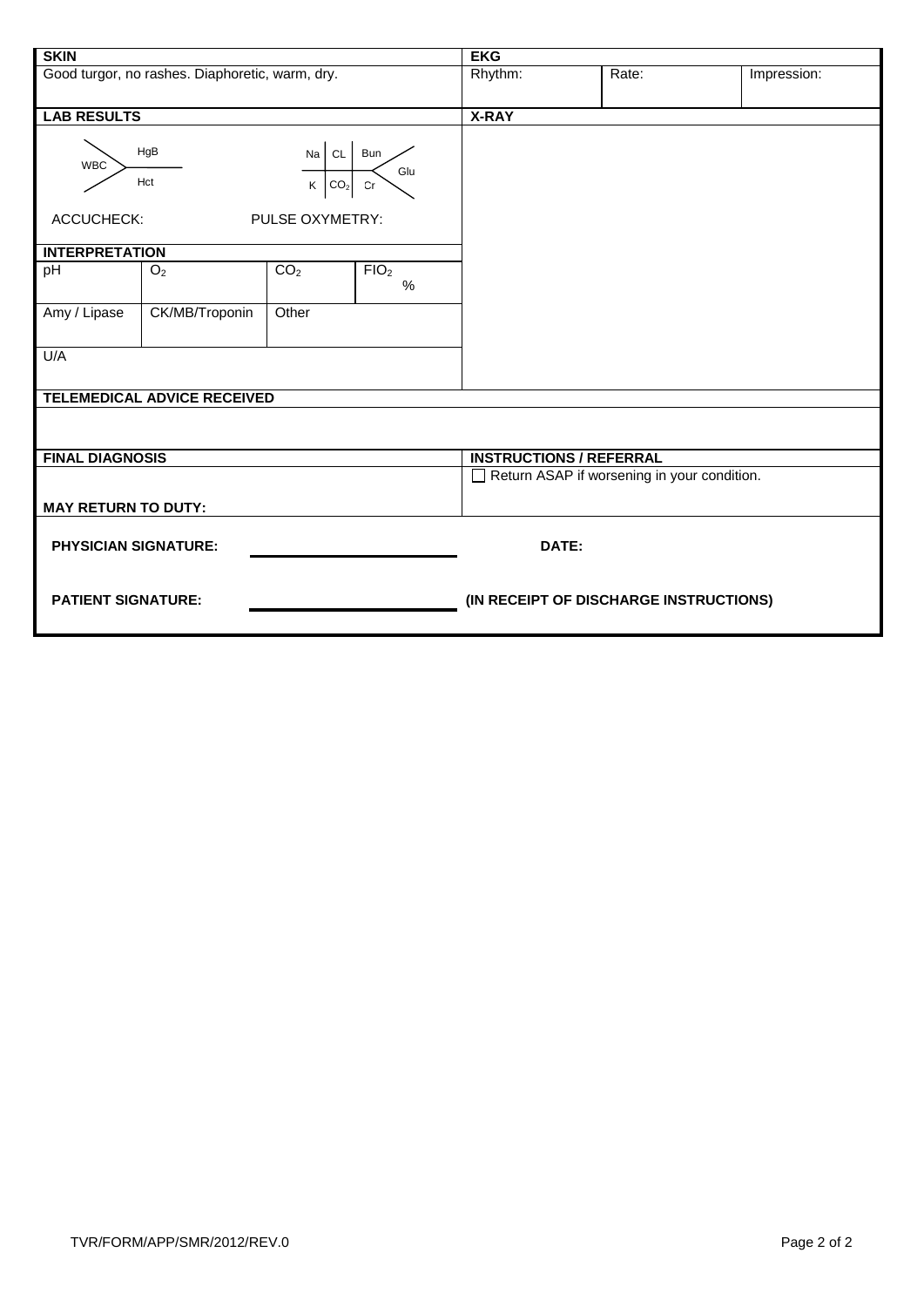**SKIN**

Good turgor, no rashes. Diaphoretic, warm, dry.

**EKG**

| Rhythm: | Rate: | Impression: |
|---|---|---|
| | | |

**LAB RESULTS**

WBC — HgB / Hct

Na | CL | Bun — Glu
K | $CO_2$ | Cr

ACCUCHECK: PULSE OXYMETRY:

**X-RAY**

**INTERPRETATION**

| | | | |
|---|---|---|---|
| pH | $O_2$ | $CO_2$ | $FIO_2$ % |
| Amy / Lipase | CK/MB/Troponin | Other | |
| U/A | | | |

**TELEMEDICAL ADVICE RECEIVED**

**FINAL DIAGNOSIS**

**MAY RETURN TO DUTY:**

**INSTRUCTIONS / REFERRAL**

☐ Return ASAP if worsening in your condition.

**PHYSICIAN SIGNATURE:** ______________________ **DATE:**

**PATIENT SIGNATURE:** ______________________ **(IN RECEIPT OF DISCHARGE INSTRUCTIONS)**

TVR/FORM/APP/SMR/2012/REV.0